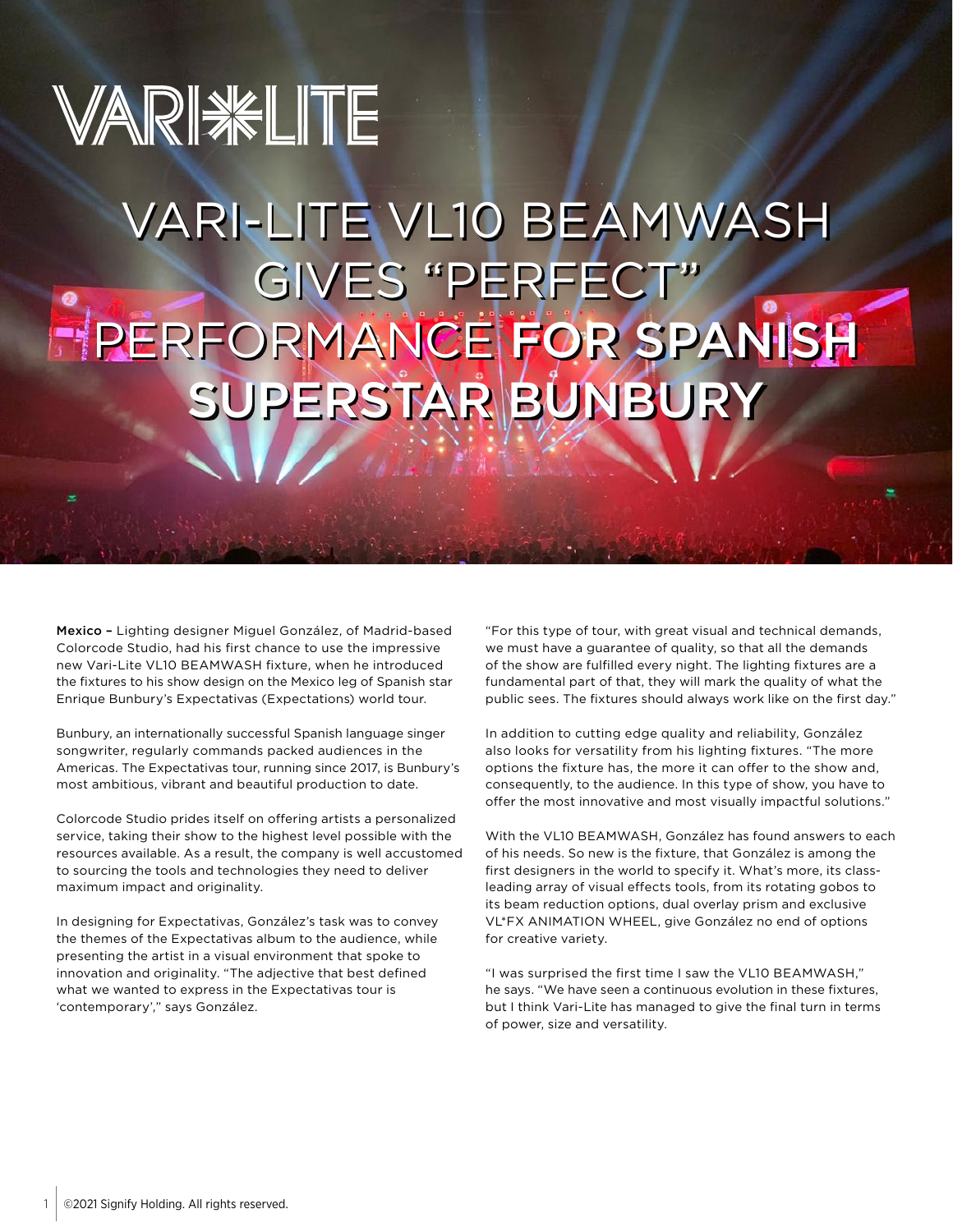VARI*LITE

# VARI-LITE VL10 BEAMWASH GIVES "PERFECT" PERFORMANCE **FOR SPANISH SUPERSTAR BUNBURY**

**Mexico –** Lighting designer Miguel González, of Madrid-based Colorcode Studio, had his first chance to use the impressive new Vari-Lite VL10 BEAMWASH fixture, when he introduced the fixtures to his show design on the Mexico leg of Spanish star Enrique Bunbury's Expectativas (Expectations) world tour.

Bunbury, an internationally successful Spanish language singer songwriter, regularly commands packed audiences in the Americas. The Expectativas tour, running since 2017, is Bunbury's most ambitious, vibrant and beautiful production to date.

Colorcode Studio prides itself on offering artists a personalized service, taking their show to the highest level possible with the resources available. As a result, the company is well accustomed to sourcing the tools and technologies they need to deliver maximum impact and originality.

In designing for Expectativas, González's task was to convey the themes of the Expectativas album to the audience, while presenting the artist in a visual environment that spoke to innovation and originality. "The adjective that best defined what we wanted to express in the Expectativas tour is 'contemporary'," says González.

"For this type of tour, with great visual and technical demands, we must have a guarantee of quality, so that all the demands of the show are fulfilled every night. The lighting fixtures are a fundamental part of that, they will mark the quality of what the public sees. The fixtures should always work like on the first day."

In addition to cutting edge quality and reliability, González also looks for versatility from his lighting fixtures. "The more options the fixture has, the more it can offer to the show and, consequently, to the audience. In this type of show, you have to offer the most innovative and most visually impactful solutions."

With the VL10 BEAMWASH, González has found answers to each of his needs. So new is the fixture, that González is among the first designers in the world to specify it. What's more, its class-leading array of visual effects tools, from its rotating gobos to its beam reduction options, dual overlay prism and exclusive VL*FX ANIMATION WHEEL, give González no end of options for creative variety.

"I was surprised the first time I saw the VL10 BEAMWASH," he says. "We have seen a continuous evolution in these fixtures, but I think Vari-Lite has managed to give the final turn in terms of power, size and versatility.

©2021 Signify Holding. All rights reserved.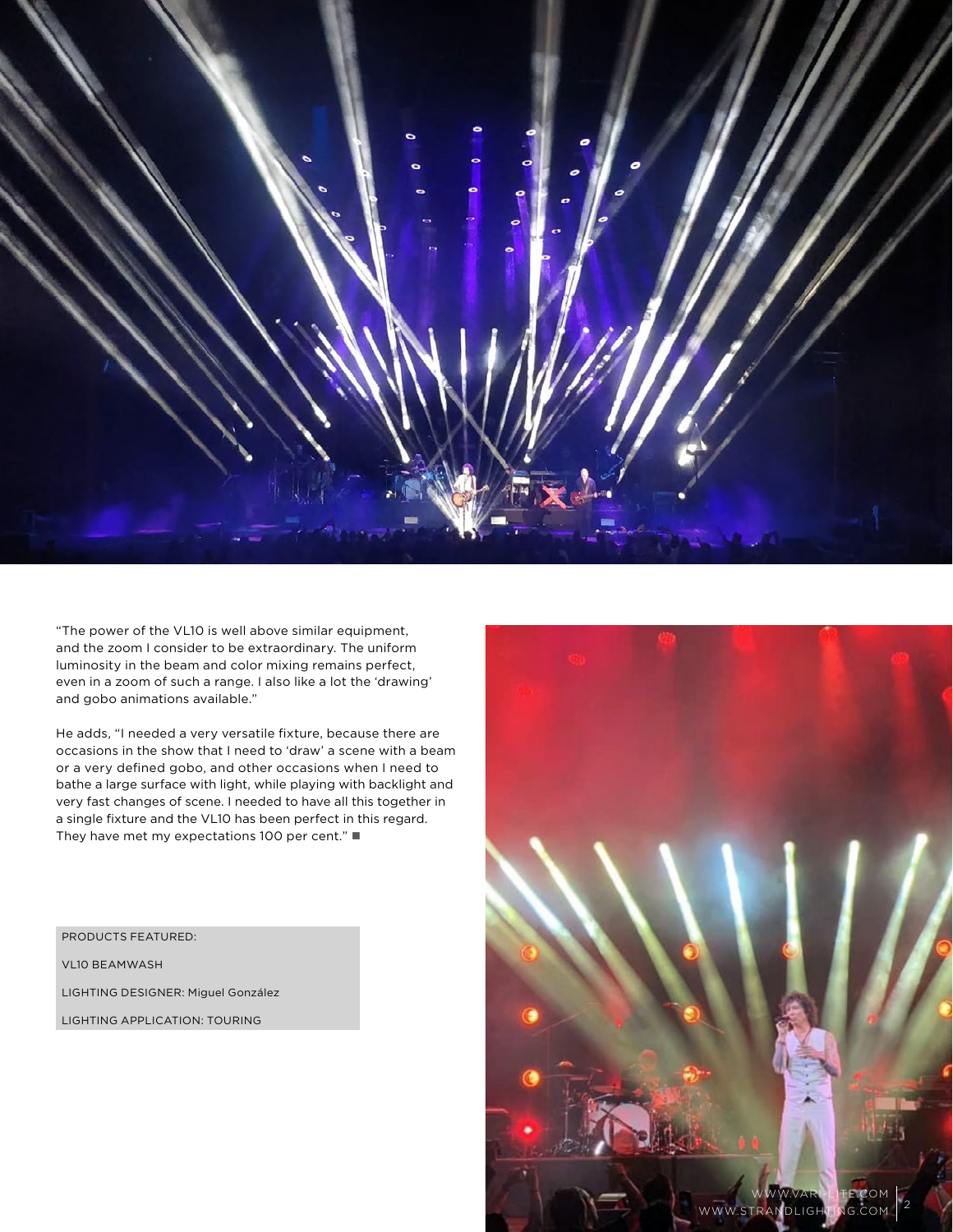"The power of the VL10 is well above similar equipment, and the zoom I consider to be extraordinary. The uniform luminosity in the beam and color mixing remains perfect, even in a zoom of such a range. I also like a lot the 'drawing' and gobo animations available."

He adds, "I needed a very versatile fixture, because there are occasions in the show that I need to 'draw' a scene with a beam or a very defined gobo, and other occasions when I need to bathe a large surface with light, while playing with backlight and very fast changes of scene. I needed to have all this together in a single fixture and the VL10 has been perfect in this regard. They have met my expectations 100 per cent." ■

PRODUCTS FEATURED:

VL10 BEAMWASH

LIGHTING DESIGNER: Miguel González

LIGHTING APPLICATION: TOURING

WWW.VARI-LITE.COM
WWW.STRANDLIGHTING.COM